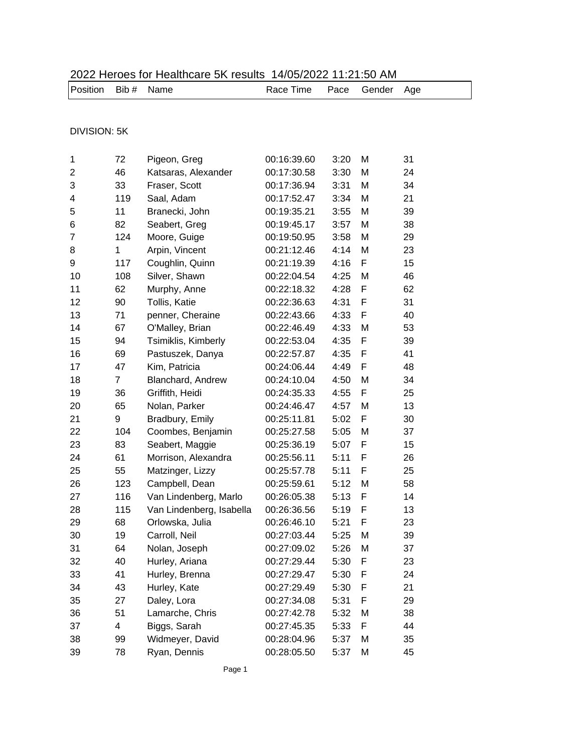# 2022 Heroes for Healthcare 5K results 14/05/2022 11:21:50 AM

DIVISION: 5K

| Position | Bib # | Name | Race Time | Pace | Gender | Age |
|---|---|---|---|---|---|---|
| 1 | 72 | Pigeon, Greg | 00:16:39.60 | 3:20 | M | 31 |
| 2 | 46 | Katsaras, Alexander | 00:17:30.58 | 3:30 | M | 24 |
| 3 | 33 | Fraser, Scott | 00:17:36.94 | 3:31 | M | 34 |
| 4 | 119 | Saal, Adam | 00:17:52.47 | 3:34 | M | 21 |
| 5 | 11 | Branecki, John | 00:19:35.21 | 3:55 | M | 39 |
| 6 | 82 | Seabert, Greg | 00:19:45.17 | 3:57 | M | 38 |
| 7 | 124 | Moore, Guige | 00:19:50.95 | 3:58 | M | 29 |
| 8 | 1 | Arpin, Vincent | 00:21:12.46 | 4:14 | M | 23 |
| 9 | 117 | Coughlin, Quinn | 00:21:19.39 | 4:16 | F | 15 |
| 10 | 108 | Silver, Shawn | 00:22:04.54 | 4:25 | M | 46 |
| 11 | 62 | Murphy, Anne | 00:22:18.32 | 4:28 | F | 62 |
| 12 | 90 | Tollis, Katie | 00:22:36.63 | 4:31 | F | 31 |
| 13 | 71 | penner, Cheraine | 00:22:43.66 | 4:33 | F | 40 |
| 14 | 67 | O'Malley, Brian | 00:22:46.49 | 4:33 | M | 53 |
| 15 | 94 | Tsimiklis, Kimberly | 00:22:53.04 | 4:35 | F | 39 |
| 16 | 69 | Pastuszek, Danya | 00:22:57.87 | 4:35 | F | 41 |
| 17 | 47 | Kim, Patricia | 00:24:06.44 | 4:49 | F | 48 |
| 18 | 7 | Blanchard, Andrew | 00:24:10.04 | 4:50 | M | 34 |
| 19 | 36 | Griffith, Heidi | 00:24:35.33 | 4:55 | F | 25 |
| 20 | 65 | Nolan, Parker | 00:24:46.47 | 4:57 | M | 13 |
| 21 | 9 | Bradbury, Emily | 00:25:11.81 | 5:02 | F | 30 |
| 22 | 104 | Coombes, Benjamin | 00:25:27.58 | 5:05 | M | 37 |
| 23 | 83 | Seabert, Maggie | 00:25:36.19 | 5:07 | F | 15 |
| 24 | 61 | Morrison, Alexandra | 00:25:56.11 | 5:11 | F | 26 |
| 25 | 55 | Matzinger, Lizzy | 00:25:57.78 | 5:11 | F | 25 |
| 26 | 123 | Campbell, Dean | 00:25:59.61 | 5:12 | M | 58 |
| 27 | 116 | Van Lindenberg, Marlo | 00:26:05.38 | 5:13 | F | 14 |
| 28 | 115 | Van Lindenberg, Isabella | 00:26:36.56 | 5:19 | F | 13 |
| 29 | 68 | Orlowska, Julia | 00:26:46.10 | 5:21 | F | 23 |
| 30 | 19 | Carroll, Neil | 00:27:03.44 | 5:25 | M | 39 |
| 31 | 64 | Nolan, Joseph | 00:27:09.02 | 5:26 | M | 37 |
| 32 | 40 | Hurley, Ariana | 00:27:29.44 | 5:30 | F | 23 |
| 33 | 41 | Hurley, Brenna | 00:27:29.47 | 5:30 | F | 24 |
| 34 | 43 | Hurley, Kate | 00:27:29.49 | 5:30 | F | 21 |
| 35 | 27 | Daley, Lora | 00:27:34.08 | 5:31 | F | 29 |
| 36 | 51 | Lamarche, Chris | 00:27:42.78 | 5:32 | M | 38 |
| 37 | 4 | Biggs, Sarah | 00:27:45.35 | 5:33 | F | 44 |
| 38 | 99 | Widmeyer, David | 00:28:04.96 | 5:37 | M | 35 |
| 39 | 78 | Ryan, Dennis | 00:28:05.50 | 5:37 | M | 45 |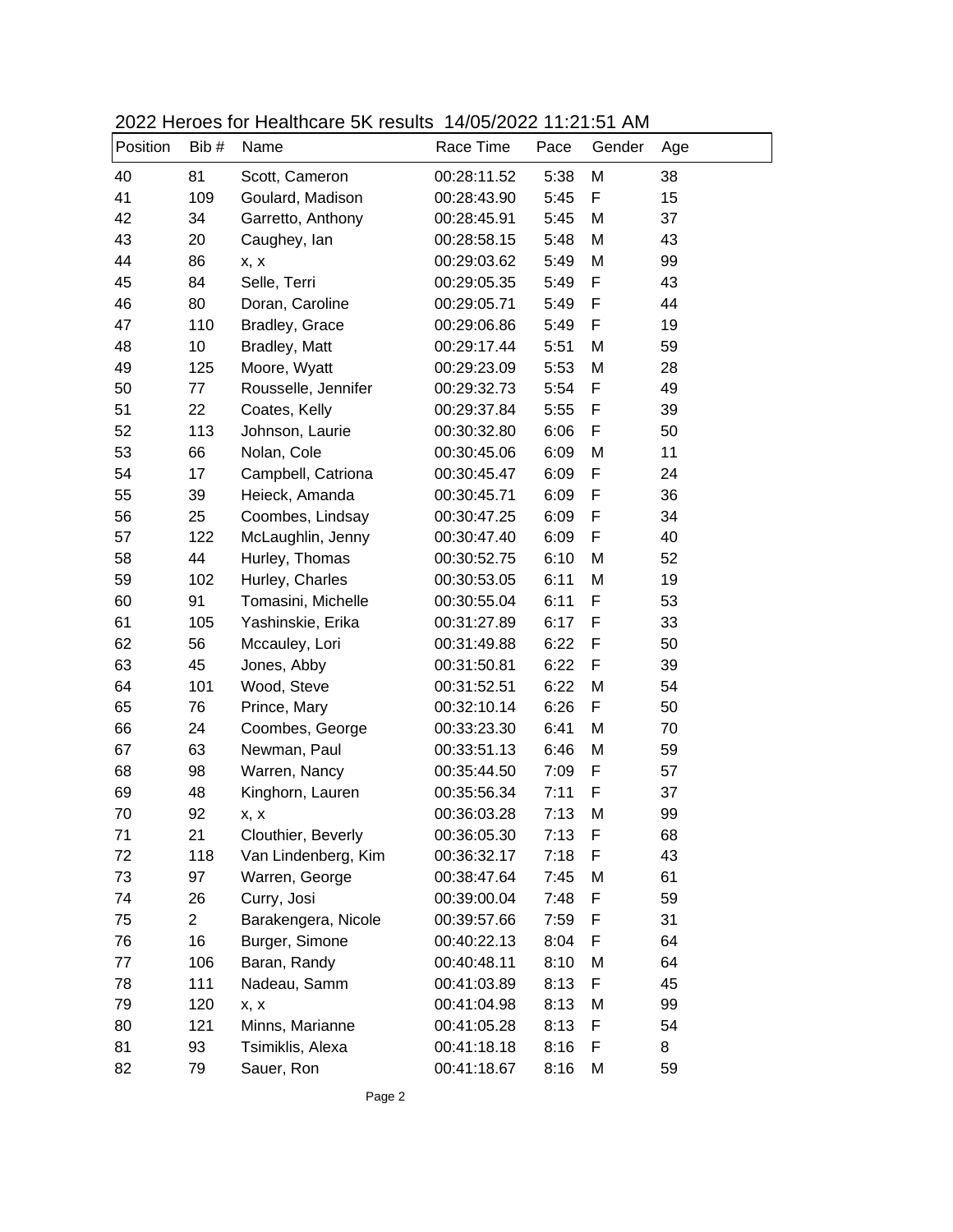2022 Heroes for Healthcare 5K results 14/05/2022 11:21:51 AM

| Position | Bib # | Name | Race Time | Pace | Gender | Age |
|---|---|---|---|---|---|---|
| 40 | 81 | Scott, Cameron | 00:28:11.52 | 5:38 | M | 38 |
| 41 | 109 | Goulard, Madison | 00:28:43.90 | 5:45 | F | 15 |
| 42 | 34 | Garretto, Anthony | 00:28:45.91 | 5:45 | M | 37 |
| 43 | 20 | Caughey, Ian | 00:28:58.15 | 5:48 | M | 43 |
| 44 | 86 | x, x | 00:29:03.62 | 5:49 | M | 99 |
| 45 | 84 | Selle, Terri | 00:29:05.35 | 5:49 | F | 43 |
| 46 | 80 | Doran, Caroline | 00:29:05.71 | 5:49 | F | 44 |
| 47 | 110 | Bradley, Grace | 00:29:06.86 | 5:49 | F | 19 |
| 48 | 10 | Bradley, Matt | 00:29:17.44 | 5:51 | M | 59 |
| 49 | 125 | Moore, Wyatt | 00:29:23.09 | 5:53 | M | 28 |
| 50 | 77 | Rousselle, Jennifer | 00:29:32.73 | 5:54 | F | 49 |
| 51 | 22 | Coates, Kelly | 00:29:37.84 | 5:55 | F | 39 |
| 52 | 113 | Johnson, Laurie | 00:30:32.80 | 6:06 | F | 50 |
| 53 | 66 | Nolan, Cole | 00:30:45.06 | 6:09 | M | 11 |
| 54 | 17 | Campbell, Catriona | 00:30:45.47 | 6:09 | F | 24 |
| 55 | 39 | Heieck, Amanda | 00:30:45.71 | 6:09 | F | 36 |
| 56 | 25 | Coombes, Lindsay | 00:30:47.25 | 6:09 | F | 34 |
| 57 | 122 | McLaughlin, Jenny | 00:30:47.40 | 6:09 | F | 40 |
| 58 | 44 | Hurley, Thomas | 00:30:52.75 | 6:10 | M | 52 |
| 59 | 102 | Hurley, Charles | 00:30:53.05 | 6:11 | M | 19 |
| 60 | 91 | Tomasini, Michelle | 00:30:55.04 | 6:11 | F | 53 |
| 61 | 105 | Yashinskie, Erika | 00:31:27.89 | 6:17 | F | 33 |
| 62 | 56 | Mccauley, Lori | 00:31:49.88 | 6:22 | F | 50 |
| 63 | 45 | Jones, Abby | 00:31:50.81 | 6:22 | F | 39 |
| 64 | 101 | Wood, Steve | 00:31:52.51 | 6:22 | M | 54 |
| 65 | 76 | Prince, Mary | 00:32:10.14 | 6:26 | F | 50 |
| 66 | 24 | Coombes, George | 00:33:23.30 | 6:41 | M | 70 |
| 67 | 63 | Newman, Paul | 00:33:51.13 | 6:46 | M | 59 |
| 68 | 98 | Warren, Nancy | 00:35:44.50 | 7:09 | F | 57 |
| 69 | 48 | Kinghorn, Lauren | 00:35:56.34 | 7:11 | F | 37 |
| 70 | 92 | x, x | 00:36:03.28 | 7:13 | M | 99 |
| 71 | 21 | Clouthier, Beverly | 00:36:05.30 | 7:13 | F | 68 |
| 72 | 118 | Van Lindenberg, Kim | 00:36:32.17 | 7:18 | F | 43 |
| 73 | 97 | Warren, George | 00:38:47.64 | 7:45 | M | 61 |
| 74 | 26 | Curry, Josi | 00:39:00.04 | 7:48 | F | 59 |
| 75 | 2 | Barakengera, Nicole | 00:39:57.66 | 7:59 | F | 31 |
| 76 | 16 | Burger, Simone | 00:40:22.13 | 8:04 | F | 64 |
| 77 | 106 | Baran, Randy | 00:40:48.11 | 8:10 | M | 64 |
| 78 | 111 | Nadeau, Samm | 00:41:03.89 | 8:13 | F | 45 |
| 79 | 120 | x, x | 00:41:04.98 | 8:13 | M | 99 |
| 80 | 121 | Minns, Marianne | 00:41:05.28 | 8:13 | F | 54 |
| 81 | 93 | Tsimiklis, Alexa | 00:41:18.18 | 8:16 | F | 8 |
| 82 | 79 | Sauer, Ron | 00:41:18.67 | 8:16 | M | 59 |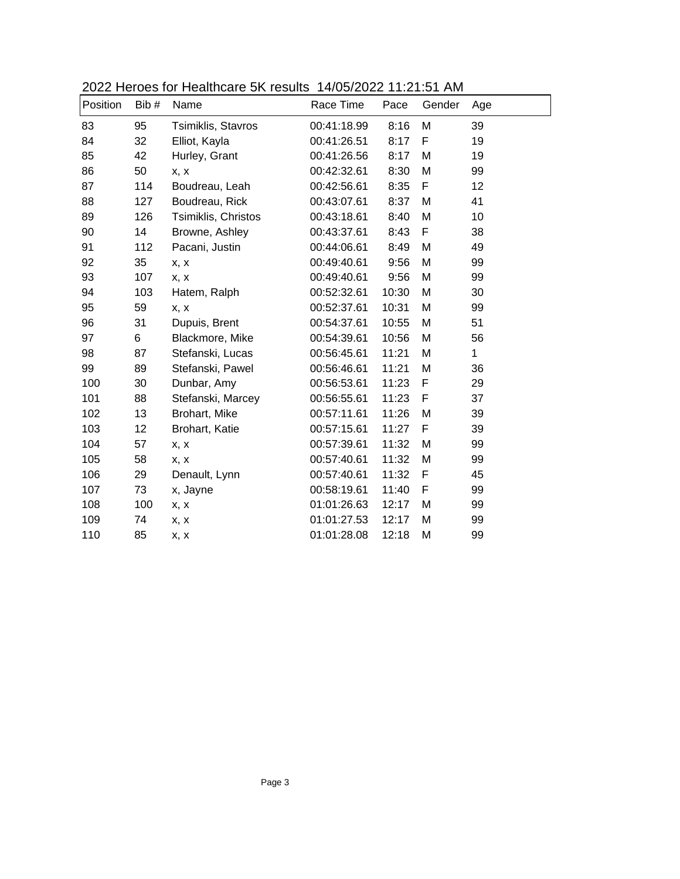2022 Heroes for Healthcare 5K results 14/05/2022 11:21:51 AM

| Position | Bib # | Name | Race Time | Pace | Gender | Age |
|---|---|---|---|---|---|---|
| 83 | 95 | Tsimiklis, Stavros | 00:41:18.99 | 8:16 | M | 39 |
| 84 | 32 | Elliot, Kayla | 00:41:26.51 | 8:17 | F | 19 |
| 85 | 42 | Hurley, Grant | 00:41:26.56 | 8:17 | M | 19 |
| 86 | 50 | x, x | 00:42:32.61 | 8:30 | M | 99 |
| 87 | 114 | Boudreau, Leah | 00:42:56.61 | 8:35 | F | 12 |
| 88 | 127 | Boudreau, Rick | 00:43:07.61 | 8:37 | M | 41 |
| 89 | 126 | Tsimiklis, Christos | 00:43:18.61 | 8:40 | M | 10 |
| 90 | 14 | Browne, Ashley | 00:43:37.61 | 8:43 | F | 38 |
| 91 | 112 | Pacani, Justin | 00:44:06.61 | 8:49 | M | 49 |
| 92 | 35 | x, x | 00:49:40.61 | 9:56 | M | 99 |
| 93 | 107 | x, x | 00:49:40.61 | 9:56 | M | 99 |
| 94 | 103 | Hatem, Ralph | 00:52:32.61 | 10:30 | M | 30 |
| 95 | 59 | x, x | 00:52:37.61 | 10:31 | M | 99 |
| 96 | 31 | Dupuis, Brent | 00:54:37.61 | 10:55 | M | 51 |
| 97 | 6 | Blackmore, Mike | 00:54:39.61 | 10:56 | M | 56 |
| 98 | 87 | Stefanski, Lucas | 00:56:45.61 | 11:21 | M | 1 |
| 99 | 89 | Stefanski, Pawel | 00:56:46.61 | 11:21 | M | 36 |
| 100 | 30 | Dunbar, Amy | 00:56:53.61 | 11:23 | F | 29 |
| 101 | 88 | Stefanski, Marcey | 00:56:55.61 | 11:23 | F | 37 |
| 102 | 13 | Brohart, Mike | 00:57:11.61 | 11:26 | M | 39 |
| 103 | 12 | Brohart, Katie | 00:57:15.61 | 11:27 | F | 39 |
| 104 | 57 | x, x | 00:57:39.61 | 11:32 | M | 99 |
| 105 | 58 | x, x | 00:57:40.61 | 11:32 | M | 99 |
| 106 | 29 | Denault, Lynn | 00:57:40.61 | 11:32 | F | 45 |
| 107 | 73 | x, Jayne | 00:58:19.61 | 11:40 | F | 99 |
| 108 | 100 | x, x | 01:01:26.63 | 12:17 | M | 99 |
| 109 | 74 | x, x | 01:01:27.53 | 12:17 | M | 99 |
| 110 | 85 | x, x | 01:01:28.08 | 12:18 | M | 99 |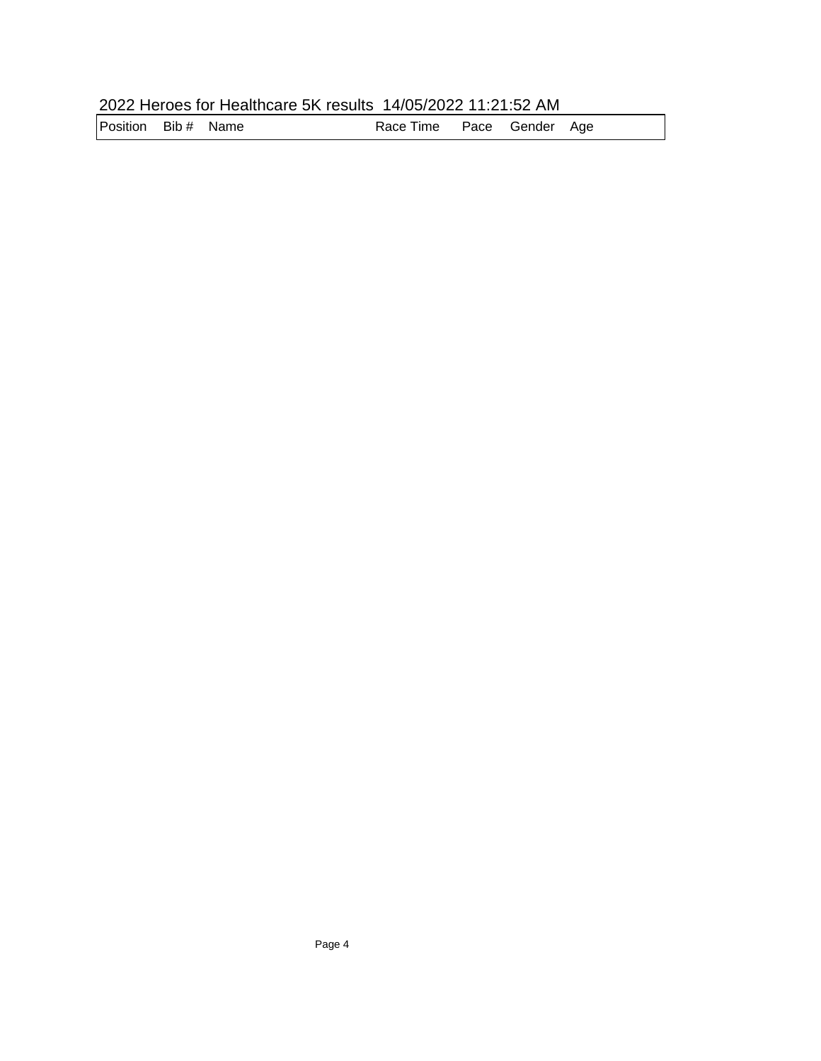2022 Heroes for Healthcare 5K results 14/05/2022 11:21:52 AM

| Position | Bib # | Name | Race Time | Pace | Gender | Age |
|---|---|---|---|---|---|---|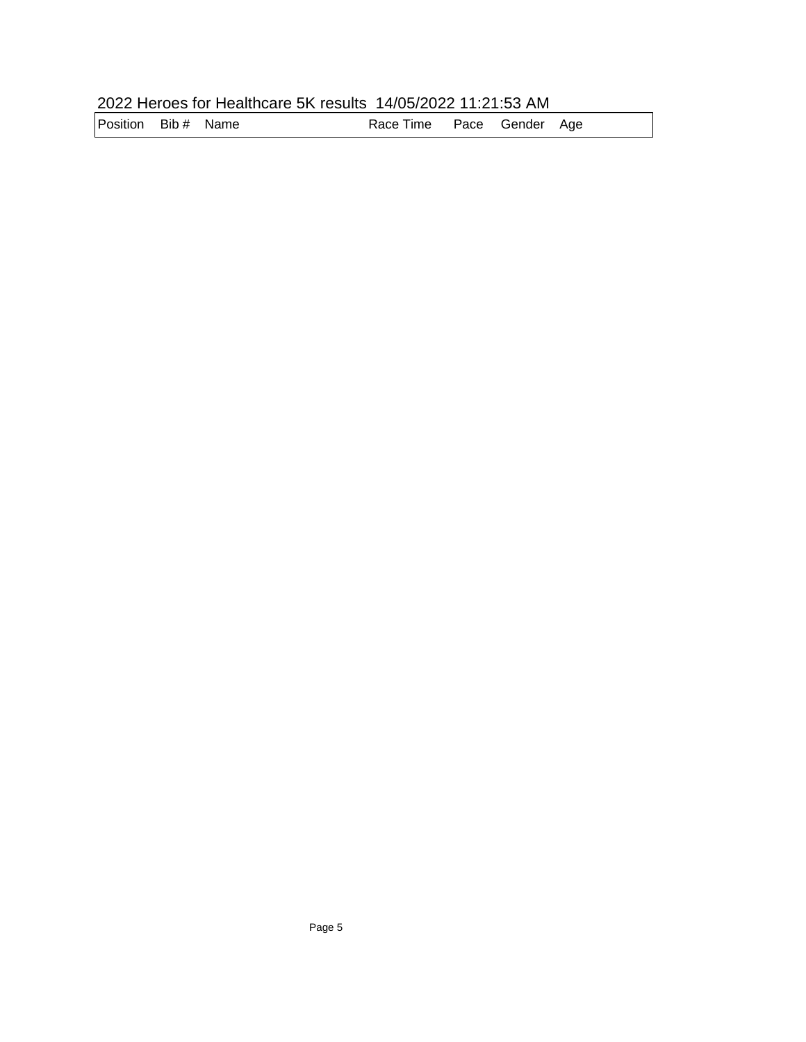2022 Heroes for Healthcare 5K results 14/05/2022 11:21:53 AM

| Position | Bib # | Name | Race Time | Pace | Gender | Age |
|---|---|---|---|---|---|---|